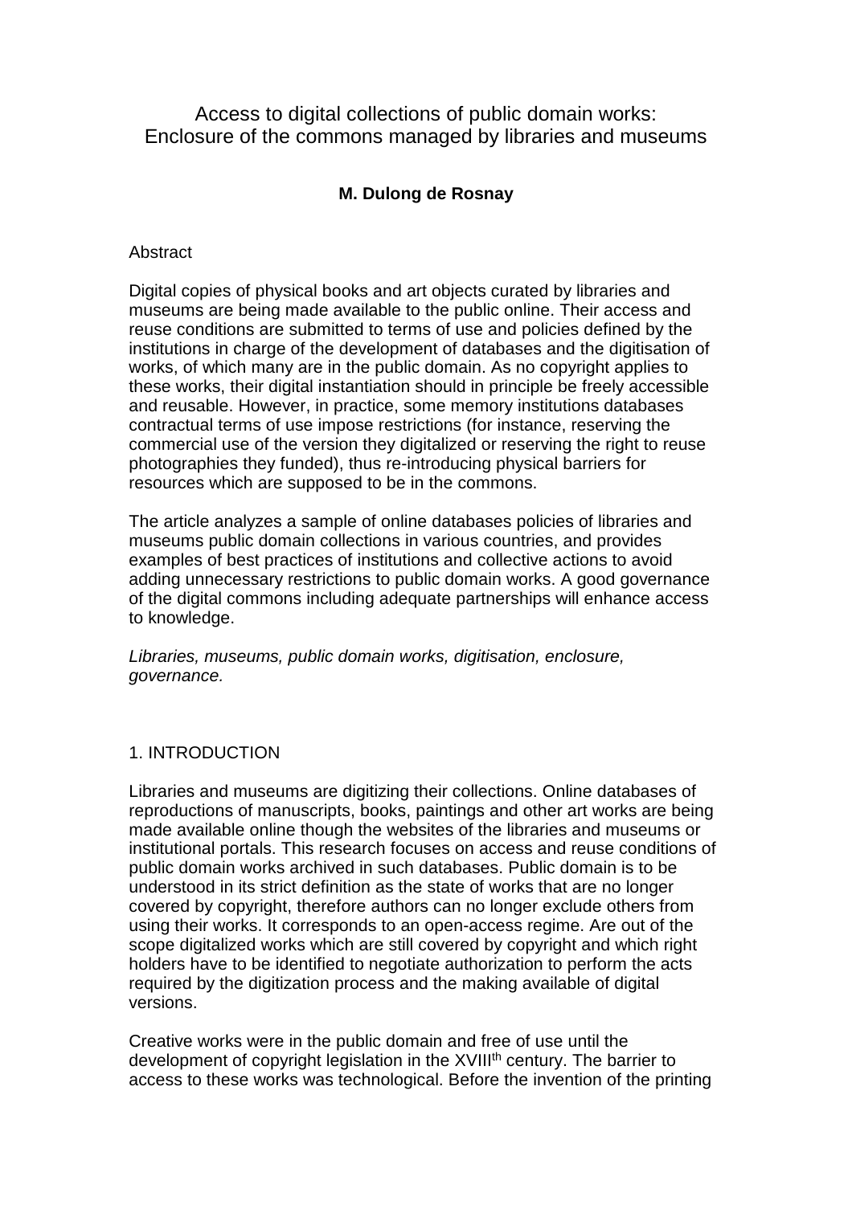# Access to digital collections of public domain works: Enclosure of the commons managed by libraries and museums

**M. Dulong de Rosnay**

Abstract

Digital copies of physical books and art objects curated by libraries and museums are being made available to the public online. Their access and reuse conditions are submitted to terms of use and policies defined by the institutions in charge of the development of databases and the digitisation of works, of which many are in the public domain. As no copyright applies to these works, their digital instantiation should in principle be freely accessible and reusable. However, in practice, some memory institutions databases contractual terms of use impose restrictions (for instance, reserving the commercial use of the version they digitalized or reserving the right to reuse photographies they funded), thus re-introducing physical barriers for resources which are supposed to be in the commons.

The article analyzes a sample of online databases policies of libraries and museums public domain collections in various countries, and provides examples of best practices of institutions and collective actions to avoid adding unnecessary restrictions to public domain works. A good governance of the digital commons including adequate partnerships will enhance access to knowledge.

*Libraries, museums, public domain works, digitisation, enclosure, governance.*

## 1. INTRODUCTION

Libraries and museums are digitizing their collections. Online databases of reproductions of manuscripts, books, paintings and other art works are being made available online though the websites of the libraries and museums or institutional portals. This research focuses on access and reuse conditions of public domain works archived in such databases. Public domain is to be understood in its strict definition as the state of works that are no longer covered by copyright, therefore authors can no longer exclude others from using their works. It corresponds to an open-access regime. Are out of the scope digitalized works which are still covered by copyright and which right holders have to be identified to negotiate authorization to perform the acts required by the digitization process and the making available of digital versions.

Creative works were in the public domain and free of use until the development of copyright legislation in the XVIII$^{th}$ century. The barrier to access to these works was technological. Before the invention of the printing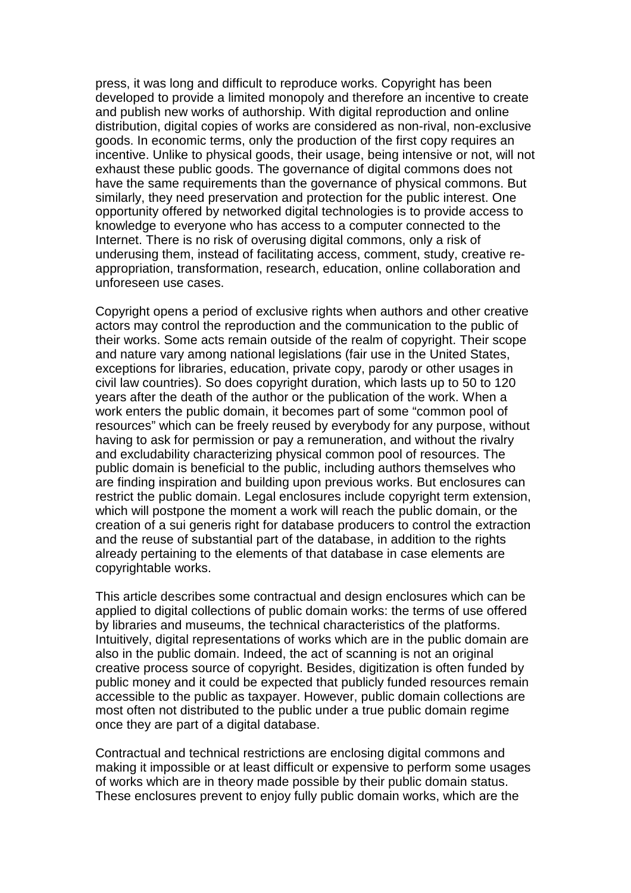press, it was long and difficult to reproduce works. Copyright has been developed to provide a limited monopoly and therefore an incentive to create and publish new works of authorship. With digital reproduction and online distribution, digital copies of works are considered as non-rival, non-exclusive goods. In economic terms, only the production of the first copy requires an incentive. Unlike to physical goods, their usage, being intensive or not, will not exhaust these public goods. The governance of digital commons does not have the same requirements than the governance of physical commons. But similarly, they need preservation and protection for the public interest. One opportunity offered by networked digital technologies is to provide access to knowledge to everyone who has access to a computer connected to the Internet. There is no risk of overusing digital commons, only a risk of underusing them, instead of facilitating access, comment, study, creative re-appropriation, transformation, research, education, online collaboration and unforeseen use cases.

Copyright opens a period of exclusive rights when authors and other creative actors may control the reproduction and the communication to the public of their works. Some acts remain outside of the realm of copyright. Their scope and nature vary among national legislations (fair use in the United States, exceptions for libraries, education, private copy, parody or other usages in civil law countries). So does copyright duration, which lasts up to 50 to 120 years after the death of the author or the publication of the work. When a work enters the public domain, it becomes part of some "common pool of resources" which can be freely reused by everybody for any purpose, without having to ask for permission or pay a remuneration, and without the rivalry and excludability characterizing physical common pool of resources. The public domain is beneficial to the public, including authors themselves who are finding inspiration and building upon previous works. But enclosures can restrict the public domain. Legal enclosures include copyright term extension, which will postpone the moment a work will reach the public domain, or the creation of a sui generis right for database producers to control the extraction and the reuse of substantial part of the database, in addition to the rights already pertaining to the elements of that database in case elements are copyrightable works.

This article describes some contractual and design enclosures which can be applied to digital collections of public domain works: the terms of use offered by libraries and museums, the technical characteristics of the platforms. Intuitively, digital representations of works which are in the public domain are also in the public domain. Indeed, the act of scanning is not an original creative process source of copyright. Besides, digitization is often funded by public money and it could be expected that publicly funded resources remain accessible to the public as taxpayer. However, public domain collections are most often not distributed to the public under a true public domain regime once they are part of a digital database.

Contractual and technical restrictions are enclosing digital commons and making it impossible or at least difficult or expensive to perform some usages of works which are in theory made possible by their public domain status. These enclosures prevent to enjoy fully public domain works, which are the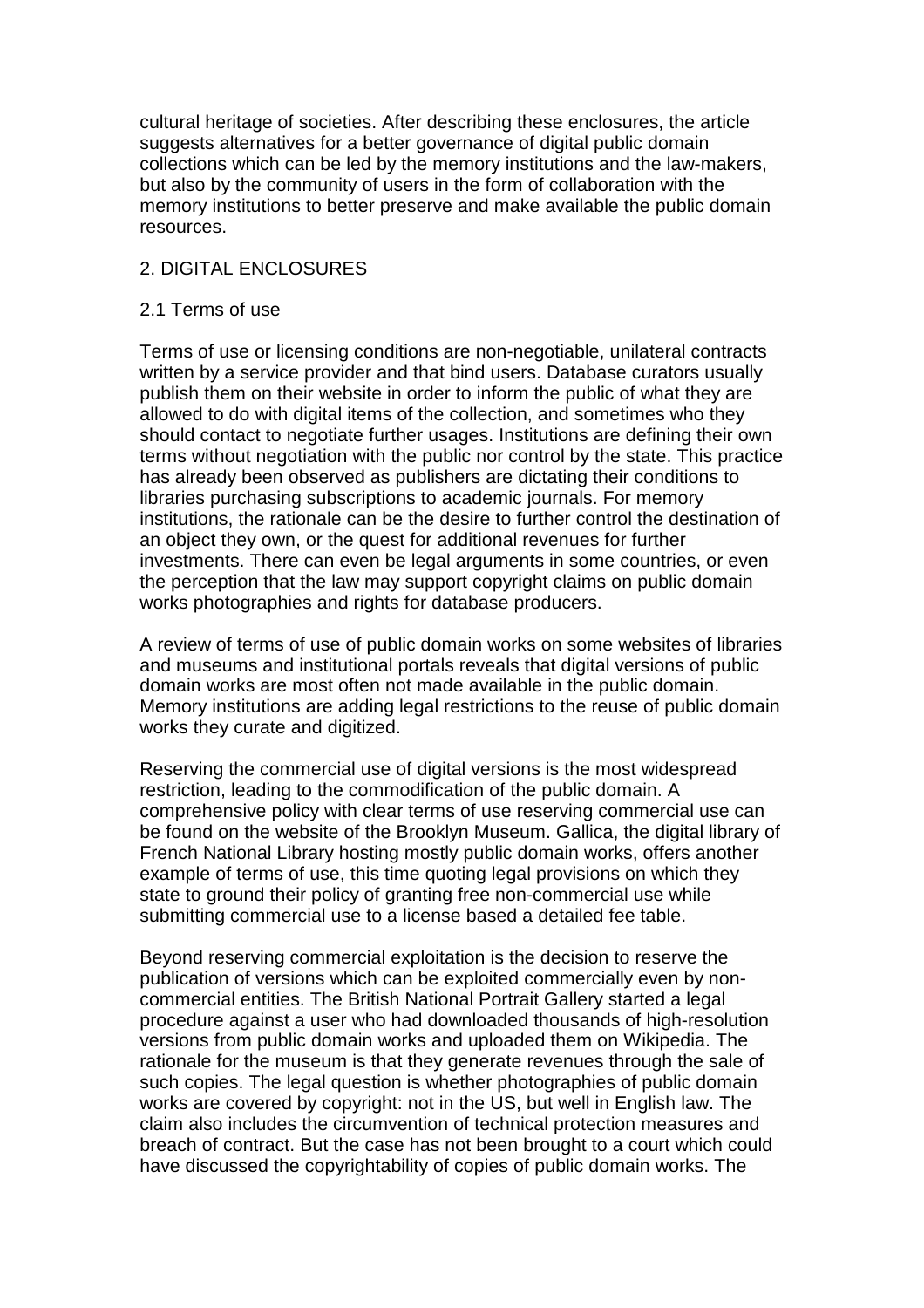cultural heritage of societies. After describing these enclosures, the article suggests alternatives for a better governance of digital public domain collections which can be led by the memory institutions and the law-makers, but also by the community of users in the form of collaboration with the memory institutions to better preserve and make available the public domain resources.

## 2. DIGITAL ENCLOSURES

### 2.1 Terms of use

Terms of use or licensing conditions are non-negotiable, unilateral contracts written by a service provider and that bind users. Database curators usually publish them on their website in order to inform the public of what they are allowed to do with digital items of the collection, and sometimes who they should contact to negotiate further usages. Institutions are defining their own terms without negotiation with the public nor control by the state. This practice has already been observed as publishers are dictating their conditions to libraries purchasing subscriptions to academic journals. For memory institutions, the rationale can be the desire to further control the destination of an object they own, or the quest for additional revenues for further investments. There can even be legal arguments in some countries, or even the perception that the law may support copyright claims on public domain works photographies and rights for database producers.

A review of terms of use of public domain works on some websites of libraries and museums and institutional portals reveals that digital versions of public domain works are most often not made available in the public domain. Memory institutions are adding legal restrictions to the reuse of public domain works they curate and digitized.

Reserving the commercial use of digital versions is the most widespread restriction, leading to the commodification of the public domain. A comprehensive policy with clear terms of use reserving commercial use can be found on the website of the Brooklyn Museum. Gallica, the digital library of French National Library hosting mostly public domain works, offers another example of terms of use, this time quoting legal provisions on which they state to ground their policy of granting free non-commercial use while submitting commercial use to a license based a detailed fee table.

Beyond reserving commercial exploitation is the decision to reserve the publication of versions which can be exploited commercially even by non-commercial entities. The British National Portrait Gallery started a legal procedure against a user who had downloaded thousands of high-resolution versions from public domain works and uploaded them on Wikipedia. The rationale for the museum is that they generate revenues through the sale of such copies. The legal question is whether photographies of public domain works are covered by copyright: not in the US, but well in English law. The claim also includes the circumvention of technical protection measures and breach of contract. But the case has not been brought to a court which could have discussed the copyrightability of copies of public domain works. The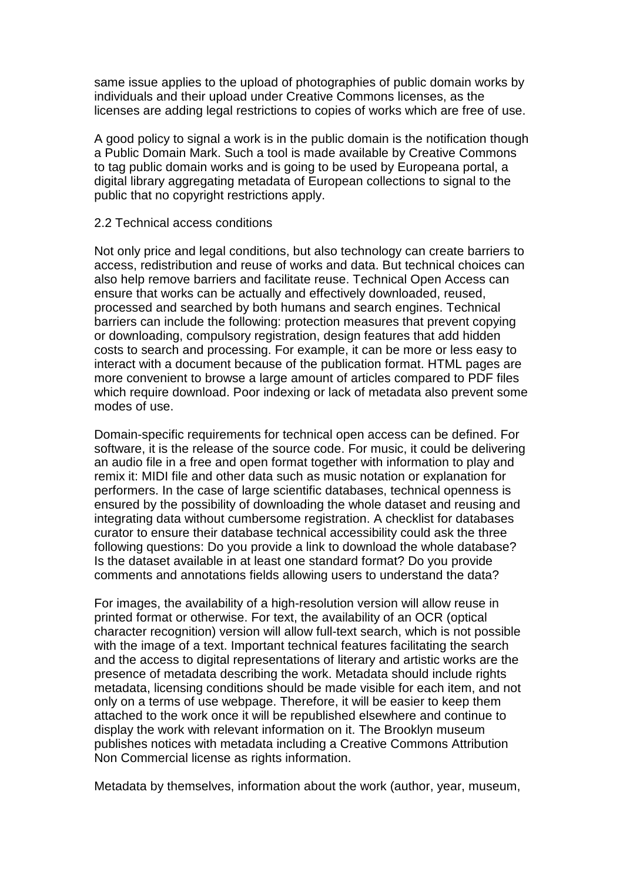same issue applies to the upload of photographies of public domain works by individuals and their upload under Creative Commons licenses, as the licenses are adding legal restrictions to copies of works which are free of use.

A good policy to signal a work is in the public domain is the notification though a Public Domain Mark. Such a tool is made available by Creative Commons to tag public domain works and is going to be used by Europeana portal, a digital library aggregating metadata of European collections to signal to the public that no copyright restrictions apply.

## 2.2 Technical access conditions

Not only price and legal conditions, but also technology can create barriers to access, redistribution and reuse of works and data. But technical choices can also help remove barriers and facilitate reuse. Technical Open Access can ensure that works can be actually and effectively downloaded, reused, processed and searched by both humans and search engines. Technical barriers can include the following: protection measures that prevent copying or downloading, compulsory registration, design features that add hidden costs to search and processing. For example, it can be more or less easy to interact with a document because of the publication format. HTML pages are more convenient to browse a large amount of articles compared to PDF files which require download. Poor indexing or lack of metadata also prevent some modes of use.

Domain-specific requirements for technical open access can be defined. For software, it is the release of the source code. For music, it could be delivering an audio file in a free and open format together with information to play and remix it: MIDI file and other data such as music notation or explanation for performers. In the case of large scientific databases, technical openness is ensured by the possibility of downloading the whole dataset and reusing and integrating data without cumbersome registration. A checklist for databases curator to ensure their database technical accessibility could ask the three following questions: Do you provide a link to download the whole database? Is the dataset available in at least one standard format? Do you provide comments and annotations fields allowing users to understand the data?

For images, the availability of a high-resolution version will allow reuse in printed format or otherwise. For text, the availability of an OCR (optical character recognition) version will allow full-text search, which is not possible with the image of a text. Important technical features facilitating the search and the access to digital representations of literary and artistic works are the presence of metadata describing the work. Metadata should include rights metadata, licensing conditions should be made visible for each item, and not only on a terms of use webpage. Therefore, it will be easier to keep them attached to the work once it will be republished elsewhere and continue to display the work with relevant information on it. The Brooklyn museum publishes notices with metadata including a Creative Commons Attribution Non Commercial license as rights information.

Metadata by themselves, information about the work (author, year, museum,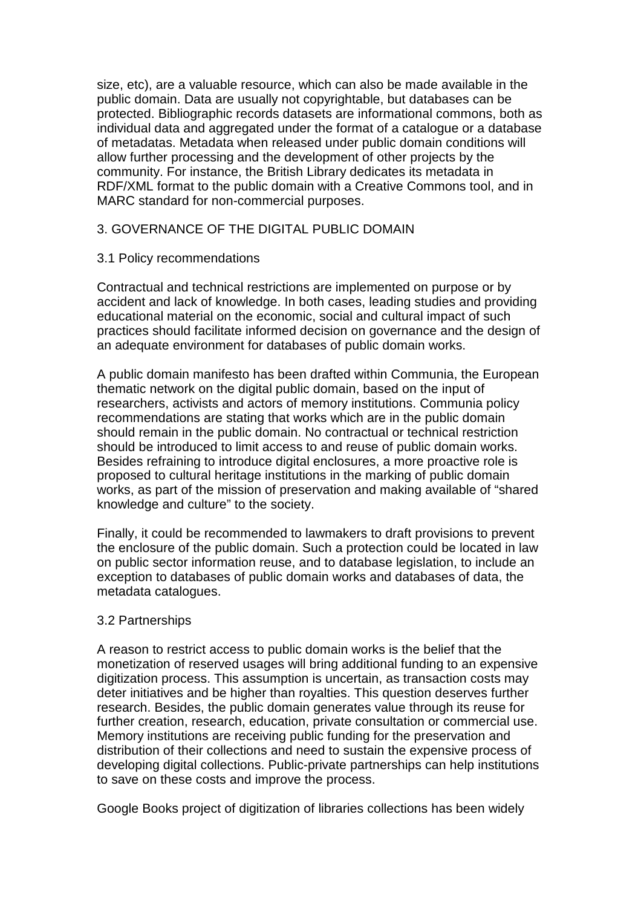size, etc), are a valuable resource, which can also be made available in the public domain. Data are usually not copyrightable, but databases can be protected. Bibliographic records datasets are informational commons, both as individual data and aggregated under the format of a catalogue or a database of metadatas. Metadata when released under public domain conditions will allow further processing and the development of other projects by the community. For instance, the British Library dedicates its metadata in RDF/XML format to the public domain with a Creative Commons tool, and in MARC standard for non-commercial purposes.

## 3. GOVERNANCE OF THE DIGITAL PUBLIC DOMAIN

### 3.1 Policy recommendations

Contractual and technical restrictions are implemented on purpose or by accident and lack of knowledge. In both cases, leading studies and providing educational material on the economic, social and cultural impact of such practices should facilitate informed decision on governance and the design of an adequate environment for databases of public domain works.

A public domain manifesto has been drafted within Communia, the European thematic network on the digital public domain, based on the input of researchers, activists and actors of memory institutions. Communia policy recommendations are stating that works which are in the public domain should remain in the public domain. No contractual or technical restriction should be introduced to limit access to and reuse of public domain works. Besides refraining to introduce digital enclosures, a more proactive role is proposed to cultural heritage institutions in the marking of public domain works, as part of the mission of preservation and making available of “shared knowledge and culture” to the society.

Finally, it could be recommended to lawmakers to draft provisions to prevent the enclosure of the public domain. Such a protection could be located in law on public sector information reuse, and to database legislation, to include an exception to databases of public domain works and databases of data, the metadata catalogues.

### 3.2 Partnerships

A reason to restrict access to public domain works is the belief that the monetization of reserved usages will bring additional funding to an expensive digitization process. This assumption is uncertain, as transaction costs may deter initiatives and be higher than royalties. This question deserves further research. Besides, the public domain generates value through its reuse for further creation, research, education, private consultation or commercial use. Memory institutions are receiving public funding for the preservation and distribution of their collections and need to sustain the expensive process of developing digital collections. Public-private partnerships can help institutions to save on these costs and improve the process.

Google Books project of digitization of libraries collections has been widely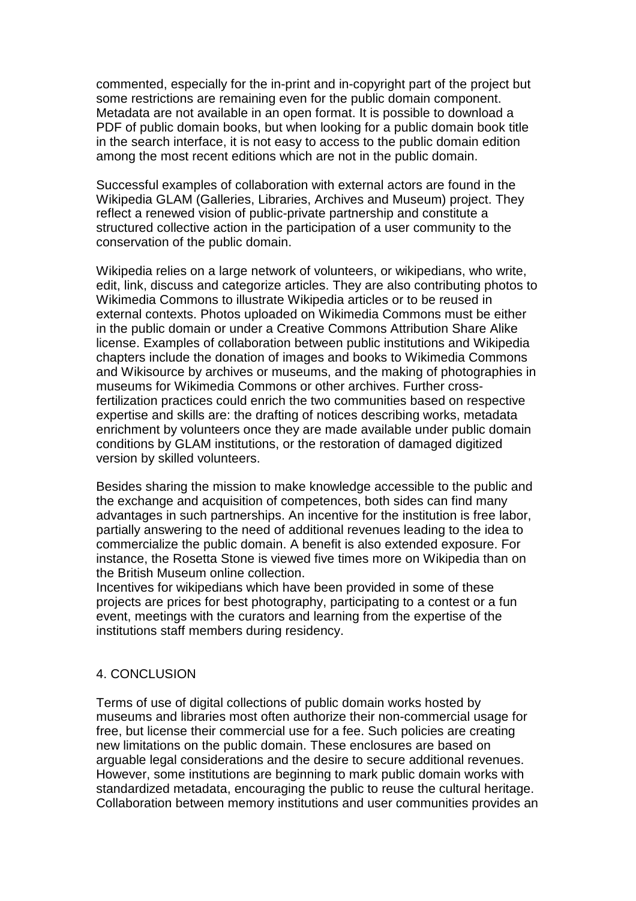commented, especially for the in-print and in-copyright part of the project but some restrictions are remaining even for the public domain component. Metadata are not available in an open format. It is possible to download a PDF of public domain books, but when looking for a public domain book title in the search interface, it is not easy to access to the public domain edition among the most recent editions which are not in the public domain.

Successful examples of collaboration with external actors are found in the Wikipedia GLAM (Galleries, Libraries, Archives and Museum) project. They reflect a renewed vision of public-private partnership and constitute a structured collective action in the participation of a user community to the conservation of the public domain.

Wikipedia relies on a large network of volunteers, or wikipedians, who write, edit, link, discuss and categorize articles. They are also contributing photos to Wikimedia Commons to illustrate Wikipedia articles or to be reused in external contexts. Photos uploaded on Wikimedia Commons must be either in the public domain or under a Creative Commons Attribution Share Alike license. Examples of collaboration between public institutions and Wikipedia chapters include the donation of images and books to Wikimedia Commons and Wikisource by archives or museums, and the making of photographies in museums for Wikimedia Commons or other archives. Further cross-fertilization practices could enrich the two communities based on respective expertise and skills are: the drafting of notices describing works, metadata enrichment by volunteers once they are made available under public domain conditions by GLAM institutions, or the restoration of damaged digitized version by skilled volunteers.

Besides sharing the mission to make knowledge accessible to the public and the exchange and acquisition of competences, both sides can find many advantages in such partnerships. An incentive for the institution is free labor, partially answering to the need of additional revenues leading to the idea to commercialize the public domain. A benefit is also extended exposure. For instance, the Rosetta Stone is viewed five times more on Wikipedia than on the British Museum online collection.
Incentives for wikipedians which have been provided in some of these projects are prices for best photography, participating to a contest or a fun event, meetings with the curators and learning from the expertise of the institutions staff members during residency.

## 4. CONCLUSION

Terms of use of digital collections of public domain works hosted by museums and libraries most often authorize their non-commercial usage for free, but license their commercial use for a fee. Such policies are creating new limitations on the public domain. These enclosures are based on arguable legal considerations and the desire to secure additional revenues. However, some institutions are beginning to mark public domain works with standardized metadata, encouraging the public to reuse the cultural heritage. Collaboration between memory institutions and user communities provides an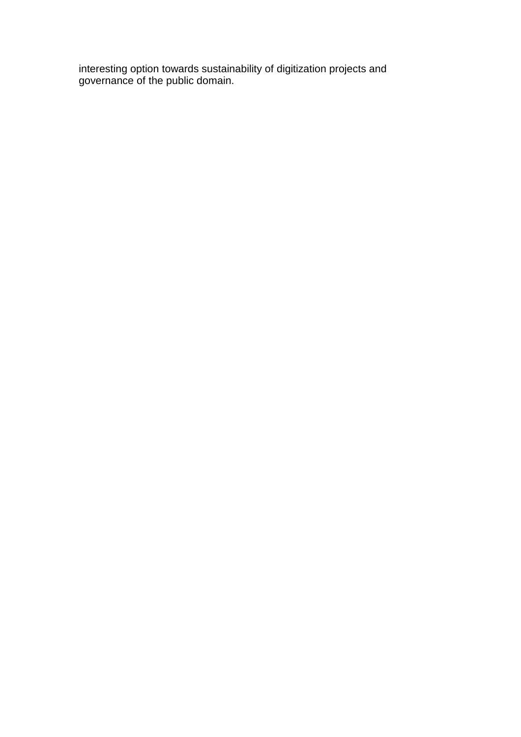interesting option towards sustainability of digitization projects and governance of the public domain.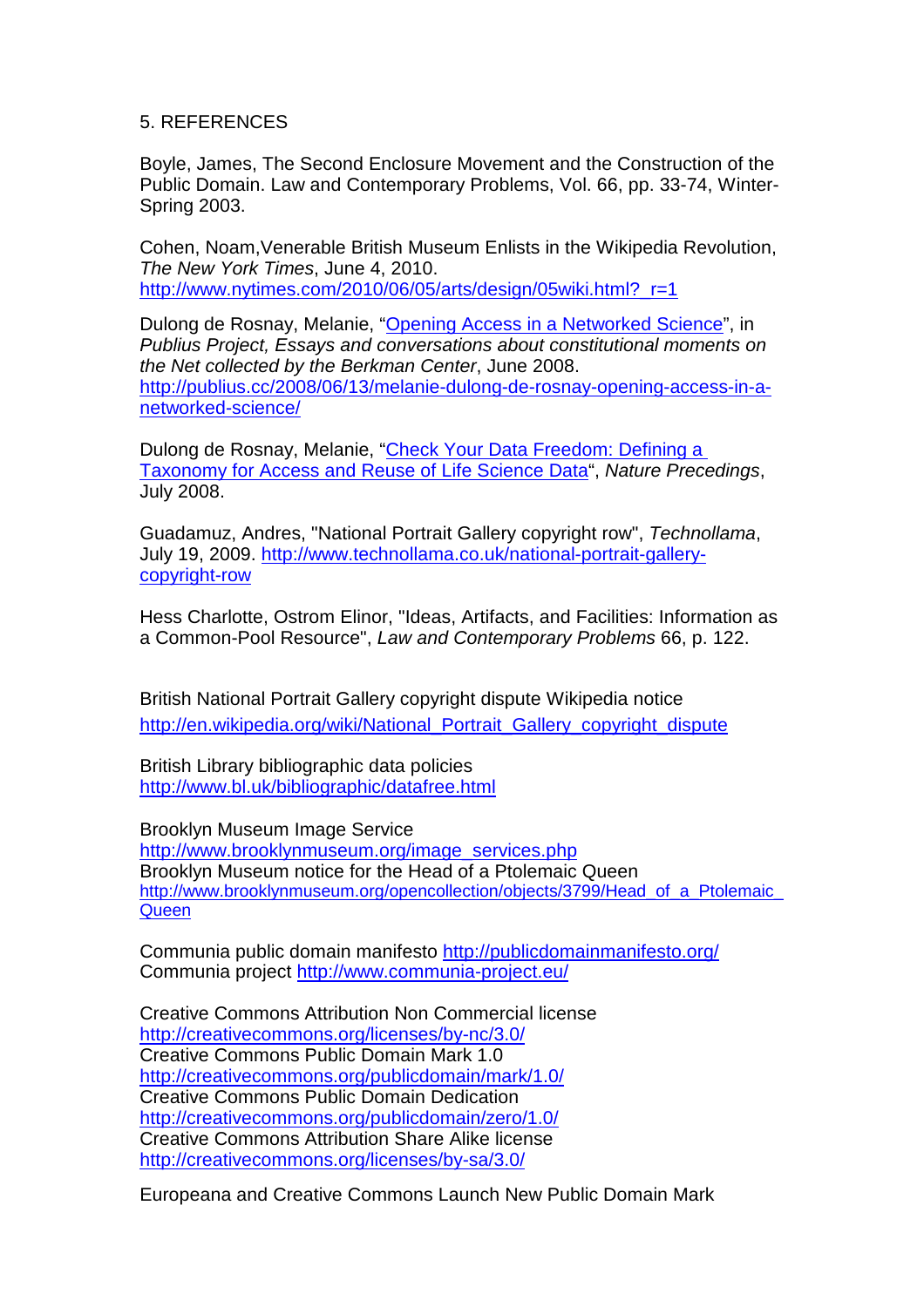## 5. REFERENCES

Boyle, James, The Second Enclosure Movement and the Construction of the Public Domain. Law and Contemporary Problems, Vol. 66, pp. 33-74, Winter-Spring 2003.

Cohen, Noam,Venerable British Museum Enlists in the Wikipedia Revolution, *The New York Times*, June 4, 2010. http://www.nytimes.com/2010/06/05/arts/design/05wiki.html?_r=1

Dulong de Rosnay, Melanie, "Opening Access in a Networked Science", in *Publius Project, Essays and conversations about constitutional moments on the Net collected by the Berkman Center*, June 2008. http://publius.cc/2008/06/13/melanie-dulong-de-rosnay-opening-access-in-a-networked-science/

Dulong de Rosnay, Melanie, "Check Your Data Freedom: Defining a Taxonomy for Access and Reuse of Life Science Data", *Nature Precedings*, July 2008.

Guadamuz, Andres, "National Portrait Gallery copyright row", *Technollama*, July 19, 2009. http://www.technollama.co.uk/national-portrait-gallery-copyright-row

Hess Charlotte, Ostrom Elinor, "Ideas, Artifacts, and Facilities: Information as a Common-Pool Resource", *Law and Contemporary Problems* 66, p. 122.

British National Portrait Gallery copyright dispute Wikipedia notice
http://en.wikipedia.org/wiki/National_Portrait_Gallery_copyright_dispute

British Library bibliographic data policies
http://www.bl.uk/bibliographic/datafree.html

Brooklyn Museum Image Service
http://www.brooklynmuseum.org/image_services.php
Brooklyn Museum notice for the Head of a Ptolemaic Queen
http://www.brooklynmuseum.org/opencollection/objects/3799/Head_of_a_Ptolemaic_Queen

Communia public domain manifesto http://publicdomainmanifesto.org/
Communia project http://www.communia-project.eu/

Creative Commons Attribution Non Commercial license
http://creativecommons.org/licenses/by-nc/3.0/
Creative Commons Public Domain Mark 1.0
http://creativecommons.org/publicdomain/mark/1.0/
Creative Commons Public Domain Dedication
http://creativecommons.org/publicdomain/zero/1.0/
Creative Commons Attribution Share Alike license
http://creativecommons.org/licenses/by-sa/3.0/

Europeana and Creative Commons Launch New Public Domain Mark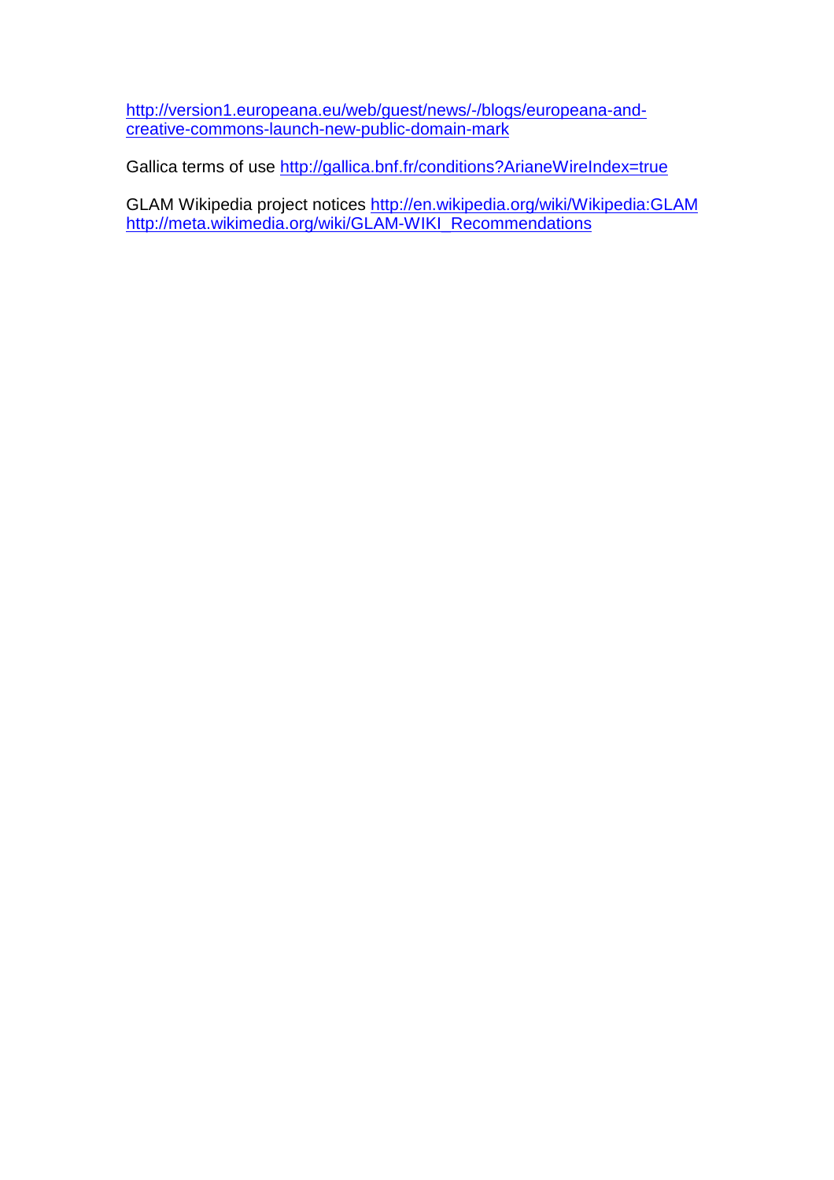http://version1.europeana.eu/web/guest/news/-/blogs/europeana-and-creative-commons-launch-new-public-domain-mark

Gallica terms of use http://gallica.bnf.fr/conditions?ArianeWireIndex=true

GLAM Wikipedia project notices http://en.wikipedia.org/wiki/Wikipedia:GLAM
http://meta.wikimedia.org/wiki/GLAM-WIKI_Recommendations